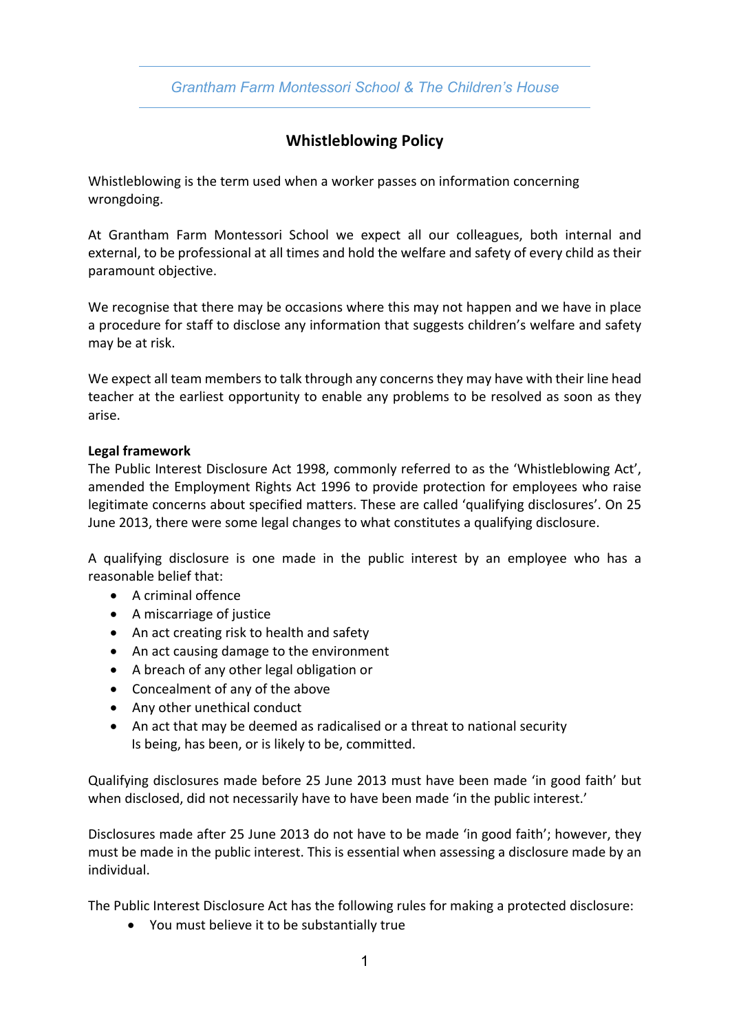*Grantham Farm Montessori School & The Children's House*

## Whistleblowing Policy

Whistleblowing is the term used when a worker passes on information concerning wrongdoing.

At Grantham Farm Montessori School we expect all our colleagues, both internal and external, to be professional at all times and hold the welfare and safety of every child as their paramount objective.

We recognise that there may be occasions where this may not happen and we have in place a procedure for staff to disclose any information that suggests children's welfare and safety may be at risk.

We expect all team members to talk through any concerns they may have with their line head teacher at the earliest opportunity to enable any problems to be resolved as soon as they arise.

**Legal framework**

The Public Interest Disclosure Act 1998, commonly referred to as the 'Whistleblowing Act', amended the Employment Rights Act 1996 to provide protection for employees who raise legitimate concerns about specified matters. These are called 'qualifying disclosures'. On 25 June 2013, there were some legal changes to what constitutes a qualifying disclosure.

A qualifying disclosure is one made in the public interest by an employee who has a reasonable belief that:

- A criminal offence
- A miscarriage of justice
- An act creating risk to health and safety
- An act causing damage to the environment
- A breach of any other legal obligation or
- Concealment of any of the above
- Any other unethical conduct
- An act that may be deemed as radicalised or a threat to national security
  Is being, has been, or is likely to be, committed.

Qualifying disclosures made before 25 June 2013 must have been made 'in good faith' but when disclosed, did not necessarily have to have been made 'in the public interest.'

Disclosures made after 25 June 2013 do not have to be made 'in good faith'; however, they must be made in the public interest. This is essential when assessing a disclosure made by an individual.

The Public Interest Disclosure Act has the following rules for making a protected disclosure:

- You must believe it to be substantially true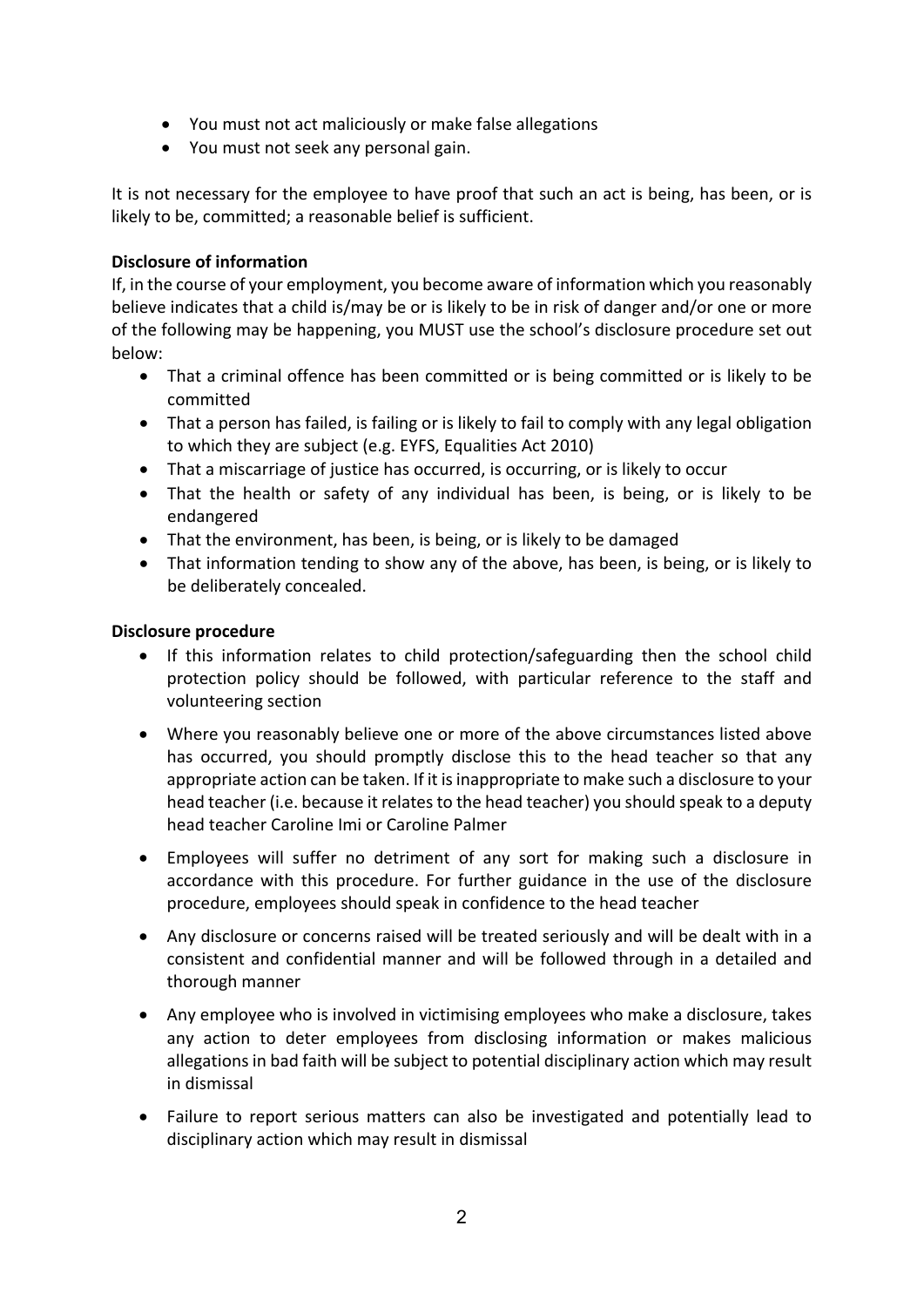- You must not act maliciously or make false allegations
- You must not seek any personal gain.

It is not necessary for the employee to have proof that such an act is being, has been, or is likely to be, committed; a reasonable belief is sufficient.

**Disclosure of information**

If, in the course of your employment, you become aware of information which you reasonably believe indicates that a child is/may be or is likely to be in risk of danger and/or one or more of the following may be happening, you MUST use the school's disclosure procedure set out below:

- That a criminal offence has been committed or is being committed or is likely to be committed
- That a person has failed, is failing or is likely to fail to comply with any legal obligation to which they are subject (e.g. EYFS, Equalities Act 2010)
- That a miscarriage of justice has occurred, is occurring, or is likely to occur
- That the health or safety of any individual has been, is being, or is likely to be endangered
- That the environment, has been, is being, or is likely to be damaged
- That information tending to show any of the above, has been, is being, or is likely to be deliberately concealed.

**Disclosure procedure**

- If this information relates to child protection/safeguarding then the school child protection policy should be followed, with particular reference to the staff and volunteering section

- Where you reasonably believe one or more of the above circumstances listed above has occurred, you should promptly disclose this to the head teacher so that any appropriate action can be taken. If it is inappropriate to make such a disclosure to your head teacher (i.e. because it relates to the head teacher) you should speak to a deputy head teacher Caroline Imi or Caroline Palmer

- Employees will suffer no detriment of any sort for making such a disclosure in accordance with this procedure. For further guidance in the use of the disclosure procedure, employees should speak in confidence to the head teacher

- Any disclosure or concerns raised will be treated seriously and will be dealt with in a consistent and confidential manner and will be followed through in a detailed and thorough manner

- Any employee who is involved in victimising employees who make a disclosure, takes any action to deter employees from disclosing information or makes malicious allegations in bad faith will be subject to potential disciplinary action which may result in dismissal

- Failure to report serious matters can also be investigated and potentially lead to disciplinary action which may result in dismissal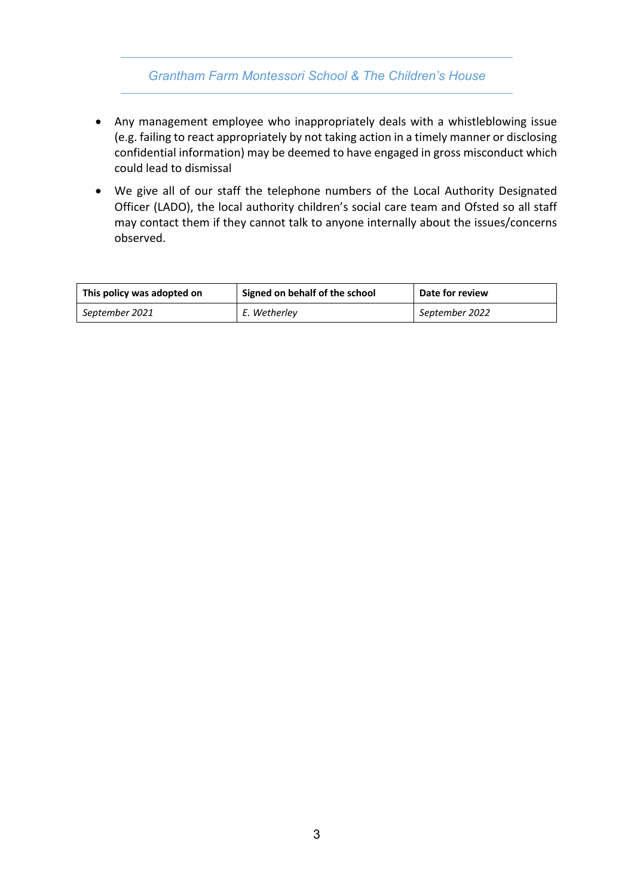- Any management employee who inappropriately deals with a whistleblowing issue (e.g. failing to react appropriately by not taking action in a timely manner or disclosing confidential information) may be deemed to have engaged in gross misconduct which could lead to dismissal
- We give all of our staff the telephone numbers of the Local Authority Designated Officer (LADO), the local authority children's social care team and Ofsted so all staff may contact them if they cannot talk to anyone internally about the issues/concerns observed.

| **This policy was adopted on** | **Signed on behalf of the school** | **Date for review** |
|---|---|---|
| *September 2021* | *E. Wetherley* | *September 2022* |